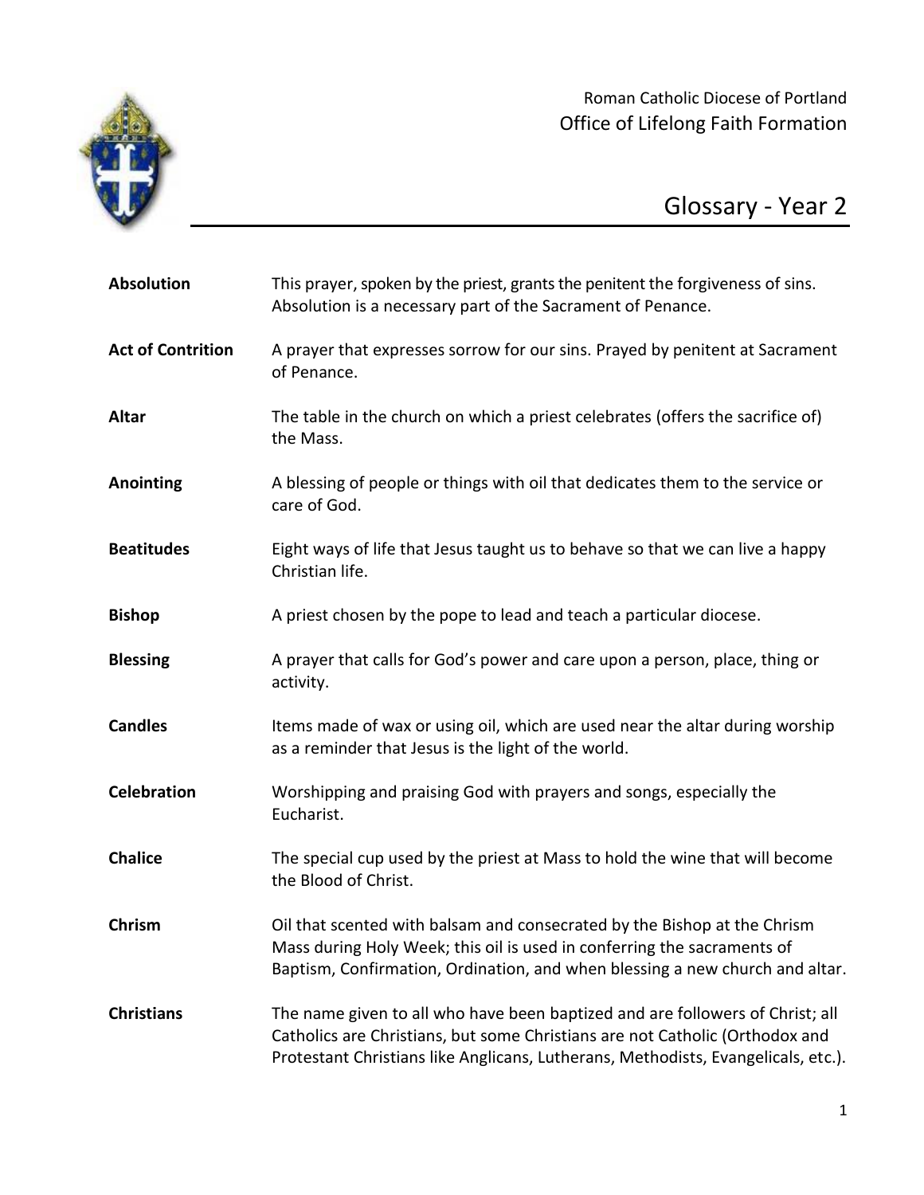Roman Catholic Diocese of Portland

Office of Lifelong Faith Formation

# Glossary - Year 2

**Absolution** This prayer, spoken by the priest, grants the penitent the forgiveness of sins. Absolution is a necessary part of the Sacrament of Penance.

**Act of Contrition** A prayer that expresses sorrow for our sins. Prayed by penitent at Sacrament of Penance.

**Altar** The table in the church on which a priest celebrates (offers the sacrifice of) the Mass.

**Anointing** A blessing of people or things with oil that dedicates them to the service or care of God.

**Beatitudes** Eight ways of life that Jesus taught us to behave so that we can live a happy Christian life.

**Bishop** A priest chosen by the pope to lead and teach a particular diocese.

**Blessing** A prayer that calls for God's power and care upon a person, place, thing or activity.

**Candles** Items made of wax or using oil, which are used near the altar during worship as a reminder that Jesus is the light of the world.

**Celebration** Worshipping and praising God with prayers and songs, especially the Eucharist.

**Chalice** The special cup used by the priest at Mass to hold the wine that will become the Blood of Christ.

**Chrism** Oil that scented with balsam and consecrated by the Bishop at the Chrism Mass during Holy Week; this oil is used in conferring the sacraments of Baptism, Confirmation, Ordination, and when blessing a new church and altar.

**Christians** The name given to all who have been baptized and are followers of Christ; all Catholics are Christians, but some Christians are not Catholic (Orthodox and Protestant Christians like Anglicans, Lutherans, Methodists, Evangelicals, etc.).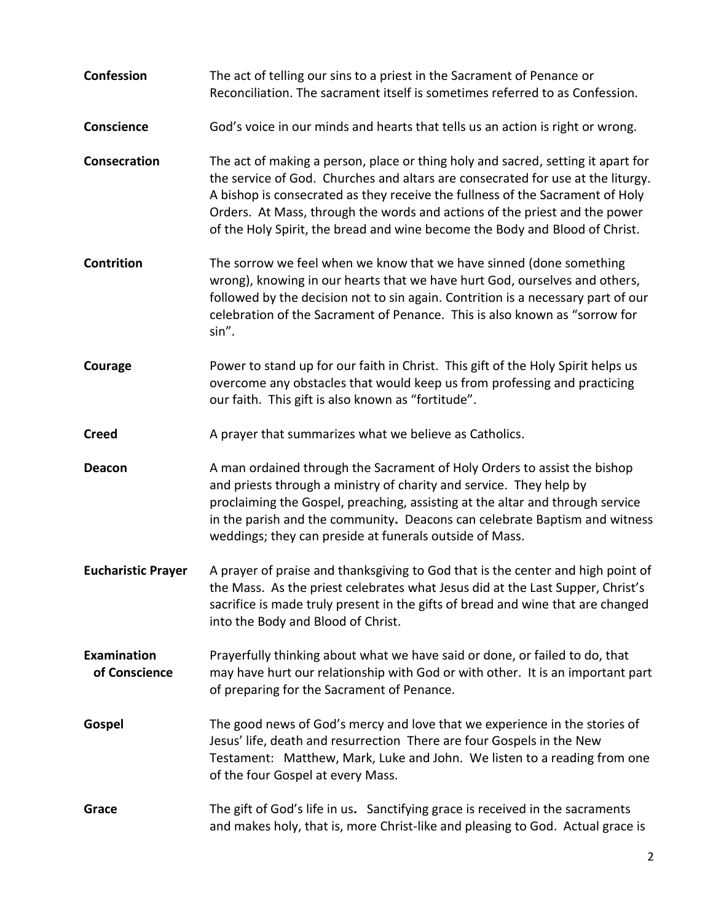**Confession** The act of telling our sins to a priest in the Sacrament of Penance or Reconciliation. The sacrament itself is sometimes referred to as Confession.

**Conscience** God's voice in our minds and hearts that tells us an action is right or wrong.

**Consecration** The act of making a person, place or thing holy and sacred, setting it apart for the service of God. Churches and altars are consecrated for use at the liturgy. A bishop is consecrated as they receive the fullness of the Sacrament of Holy Orders. At Mass, through the words and actions of the priest and the power of the Holy Spirit, the bread and wine become the Body and Blood of Christ.

**Contrition** The sorrow we feel when we know that we have sinned (done something wrong), knowing in our hearts that we have hurt God, ourselves and others, followed by the decision not to sin again. Contrition is a necessary part of our celebration of the Sacrament of Penance. This is also known as "sorrow for sin".

**Courage** Power to stand up for our faith in Christ. This gift of the Holy Spirit helps us overcome any obstacles that would keep us from professing and practicing our faith. This gift is also known as "fortitude".

**Creed** A prayer that summarizes what we believe as Catholics.

**Deacon** A man ordained through the Sacrament of Holy Orders to assist the bishop and priests through a ministry of charity and service. They help by proclaiming the Gospel, preaching, assisting at the altar and through service in the parish and the community**.** Deacons can celebrate Baptism and witness weddings; they can preside at funerals outside of Mass.

**Eucharistic Prayer** A prayer of praise and thanksgiving to God that is the center and high point of the Mass. As the priest celebrates what Jesus did at the Last Supper, Christ's sacrifice is made truly present in the gifts of bread and wine that are changed into the Body and Blood of Christ.

**Examination of Conscience** Prayerfully thinking about what we have said or done, or failed to do, that may have hurt our relationship with God or with other. It is an important part of preparing for the Sacrament of Penance.

**Gospel** The good news of God's mercy and love that we experience in the stories of Jesus' life, death and resurrection There are four Gospels in the New Testament: Matthew, Mark, Luke and John. We listen to a reading from one of the four Gospel at every Mass.

**Grace** The gift of God's life in us**.** Sanctifying grace is received in the sacraments and makes holy, that is, more Christ-like and pleasing to God. Actual grace is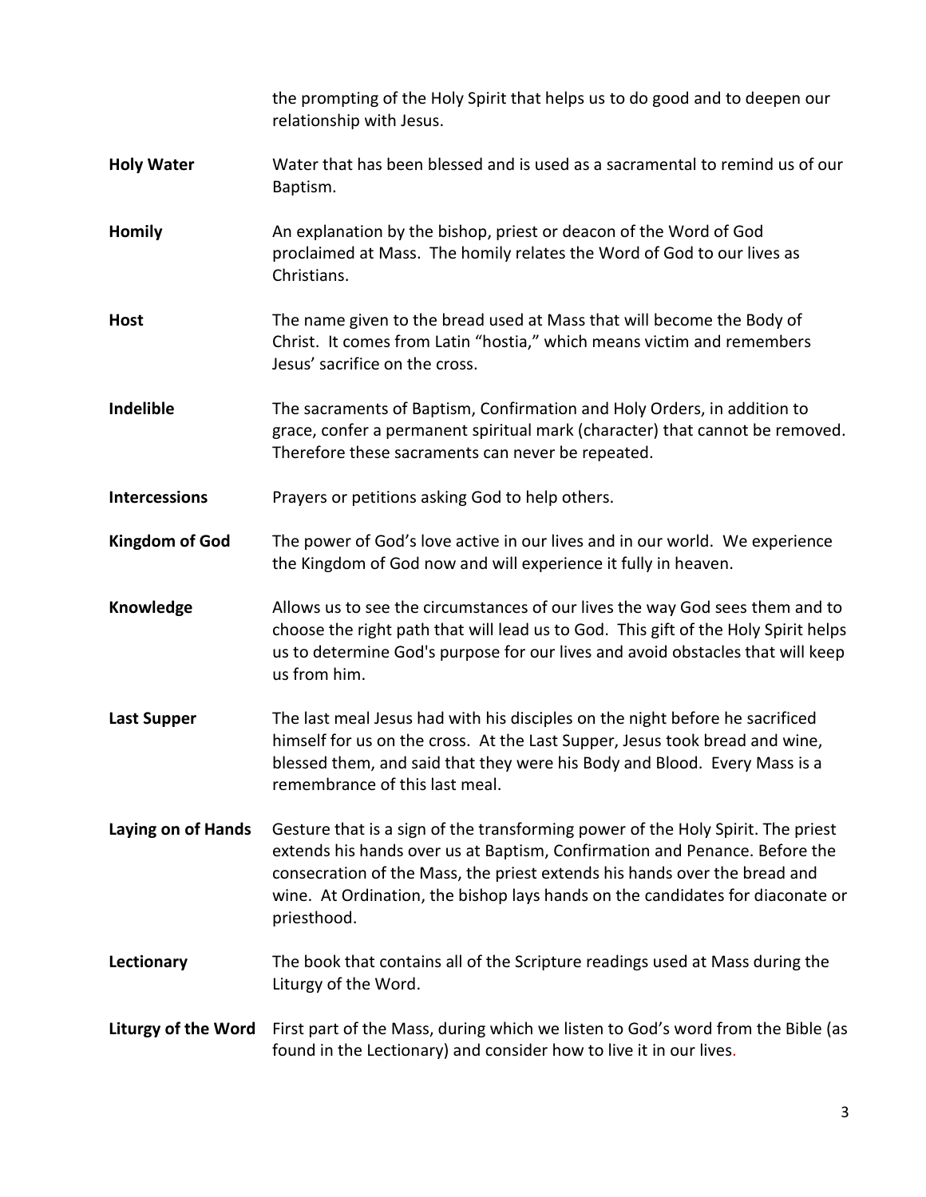the prompting of the Holy Spirit that helps us to do good and to deepen our relationship with Jesus.

**Holy Water** Water that has been blessed and is used as a sacramental to remind us of our Baptism.

**Homily** An explanation by the bishop, priest or deacon of the Word of God proclaimed at Mass. The homily relates the Word of God to our lives as Christians.

**Host** The name given to the bread used at Mass that will become the Body of Christ. It comes from Latin "hostia," which means victim and remembers Jesus' sacrifice on the cross.

**Indelible** The sacraments of Baptism, Confirmation and Holy Orders, in addition to grace, confer a permanent spiritual mark (character) that cannot be removed. Therefore these sacraments can never be repeated.

**Intercessions** Prayers or petitions asking God to help others.

**Kingdom of God** The power of God's love active in our lives and in our world. We experience the Kingdom of God now and will experience it fully in heaven.

**Knowledge** Allows us to see the circumstances of our lives the way God sees them and to choose the right path that will lead us to God. This gift of the Holy Spirit helps us to determine God's purpose for our lives and avoid obstacles that will keep us from him.

**Last Supper** The last meal Jesus had with his disciples on the night before he sacrificed himself for us on the cross. At the Last Supper, Jesus took bread and wine, blessed them, and said that they were his Body and Blood. Every Mass is a remembrance of this last meal.

**Laying on of Hands** Gesture that is a sign of the transforming power of the Holy Spirit. The priest extends his hands over us at Baptism, Confirmation and Penance. Before the consecration of the Mass, the priest extends his hands over the bread and wine. At Ordination, the bishop lays hands on the candidates for diaconate or priesthood.

**Lectionary** The book that contains all of the Scripture readings used at Mass during the Liturgy of the Word.

**Liturgy of the Word** First part of the Mass, during which we listen to God's word from the Bible (as found in the Lectionary) and consider how to live it in our lives.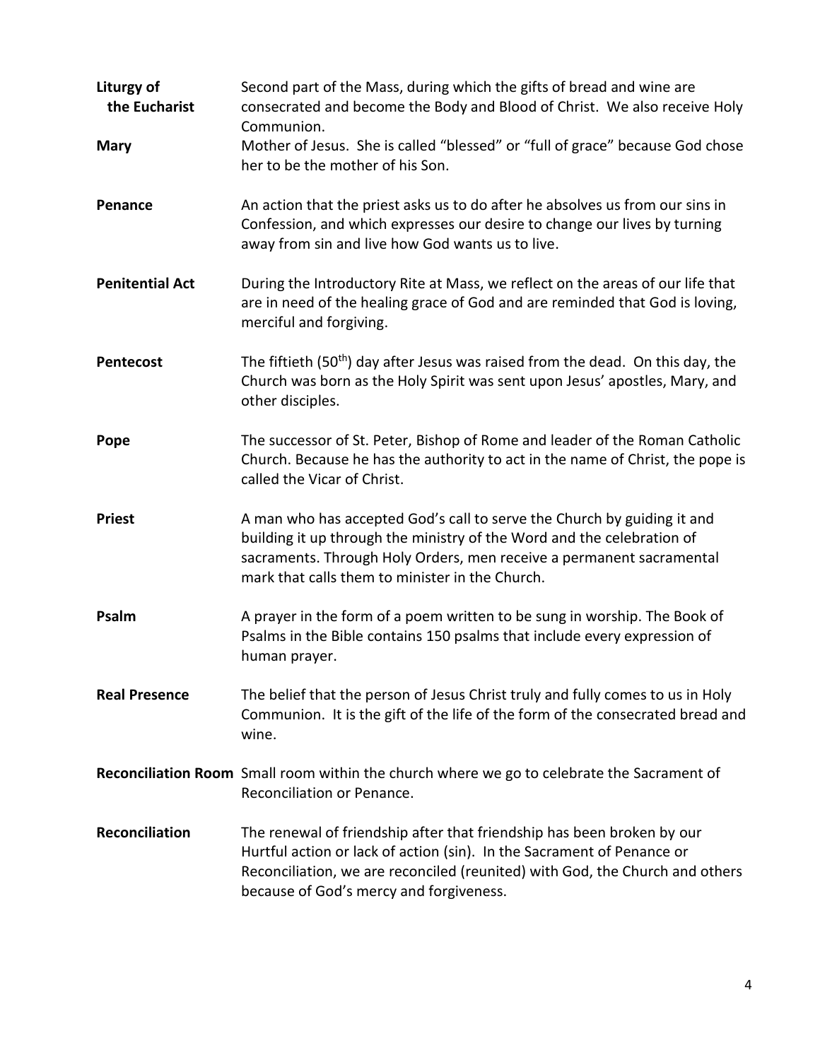**Liturgy of the Eucharist** Second part of the Mass, during which the gifts of bread and wine are consecrated and become the Body and Blood of Christ. We also receive Holy Communion.

**Mary** Mother of Jesus. She is called "blessed" or "full of grace" because God chose her to be the mother of his Son.

**Penance** An action that the priest asks us to do after he absolves us from our sins in Confession, and which expresses our desire to change our lives by turning away from sin and live how God wants us to live.

**Penitential Act** During the Introductory Rite at Mass, we reflect on the areas of our life that are in need of the healing grace of God and are reminded that God is loving, merciful and forgiving.

**Pentecost** The fiftieth (50th) day after Jesus was raised from the dead. On this day, the Church was born as the Holy Spirit was sent upon Jesus' apostles, Mary, and other disciples.

**Pope** The successor of St. Peter, Bishop of Rome and leader of the Roman Catholic Church. Because he has the authority to act in the name of Christ, the pope is called the Vicar of Christ.

**Priest** A man who has accepted God's call to serve the Church by guiding it and building it up through the ministry of the Word and the celebration of sacraments. Through Holy Orders, men receive a permanent sacramental mark that calls them to minister in the Church.

**Psalm** A prayer in the form of a poem written to be sung in worship. The Book of Psalms in the Bible contains 150 psalms that include every expression of human prayer.

**Real Presence** The belief that the person of Jesus Christ truly and fully comes to us in Holy Communion. It is the gift of the life of the form of the consecrated bread and wine.

**Reconciliation Room** Small room within the church where we go to celebrate the Sacrament of Reconciliation or Penance.

**Reconciliation** The renewal of friendship after that friendship has been broken by our Hurtful action or lack of action (sin). In the Sacrament of Penance or Reconciliation, we are reconciled (reunited) with God, the Church and others because of God's mercy and forgiveness.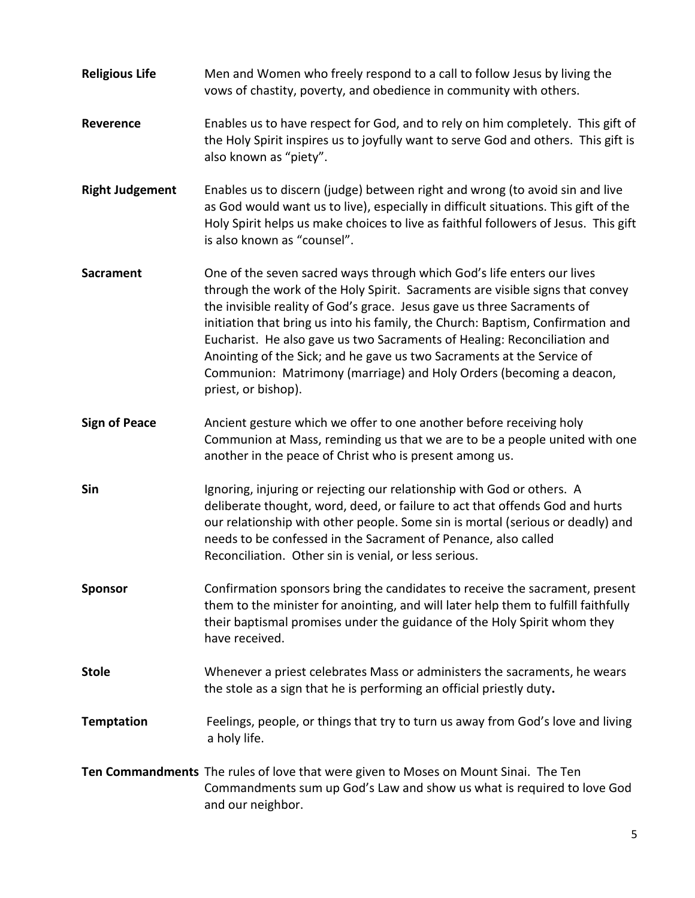**Religious Life** Men and Women who freely respond to a call to follow Jesus by living the vows of chastity, poverty, and obedience in community with others.

**Reverence** Enables us to have respect for God, and to rely on him completely. This gift of the Holy Spirit inspires us to joyfully want to serve God and others. This gift is also known as "piety".

**Right Judgement** Enables us to discern (judge) between right and wrong (to avoid sin and live as God would want us to live), especially in difficult situations. This gift of the Holy Spirit helps us make choices to live as faithful followers of Jesus. This gift is also known as "counsel".

**Sacrament** One of the seven sacred ways through which God's life enters our lives through the work of the Holy Spirit. Sacraments are visible signs that convey the invisible reality of God's grace. Jesus gave us three Sacraments of initiation that bring us into his family, the Church: Baptism, Confirmation and Eucharist. He also gave us two Sacraments of Healing: Reconciliation and Anointing of the Sick; and he gave us two Sacraments at the Service of Communion: Matrimony (marriage) and Holy Orders (becoming a deacon, priest, or bishop).

**Sign of Peace** Ancient gesture which we offer to one another before receiving holy Communion at Mass, reminding us that we are to be a people united with one another in the peace of Christ who is present among us.

**Sin** Ignoring, injuring or rejecting our relationship with God or others. A deliberate thought, word, deed, or failure to act that offends God and hurts our relationship with other people. Some sin is mortal (serious or deadly) and needs to be confessed in the Sacrament of Penance, also called Reconciliation. Other sin is venial, or less serious.

**Sponsor** Confirmation sponsors bring the candidates to receive the sacrament, present them to the minister for anointing, and will later help them to fulfill faithfully their baptismal promises under the guidance of the Holy Spirit whom they have received.

**Stole** Whenever a priest celebrates Mass or administers the sacraments, he wears the stole as a sign that he is performing an official priestly duty**.**

**Temptation** Feelings, people, or things that try to turn us away from God's love and living a holy life.

**Ten Commandments** The rules of love that were given to Moses on Mount Sinai. The Ten Commandments sum up God's Law and show us what is required to love God and our neighbor.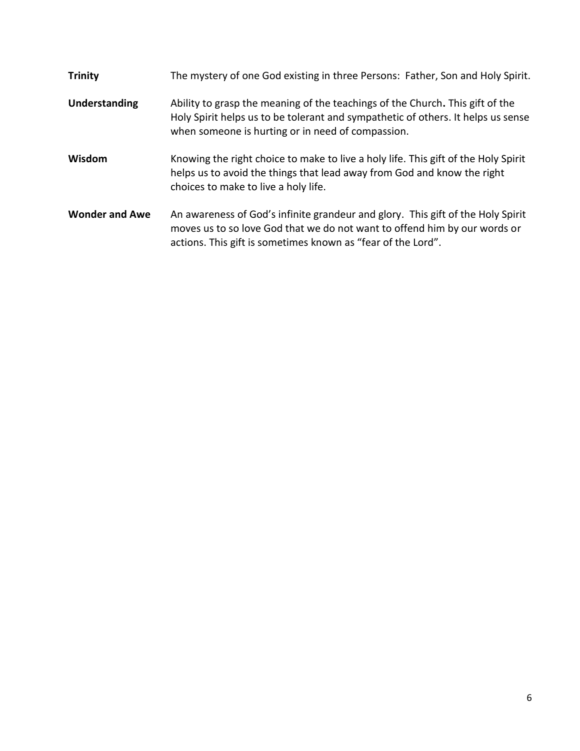**Trinity** The mystery of one God existing in three Persons: Father, Son and Holy Spirit.

**Understanding** Ability to grasp the meaning of the teachings of the Church**.** This gift of the Holy Spirit helps us to be tolerant and sympathetic of others. It helps us sense when someone is hurting or in need of compassion.

**Wisdom** Knowing the right choice to make to live a holy life. This gift of the Holy Spirit helps us to avoid the things that lead away from God and know the right choices to make to live a holy life.

**Wonder and Awe** An awareness of God's infinite grandeur and glory. This gift of the Holy Spirit moves us to so love God that we do not want to offend him by our words or actions. This gift is sometimes known as "fear of the Lord".